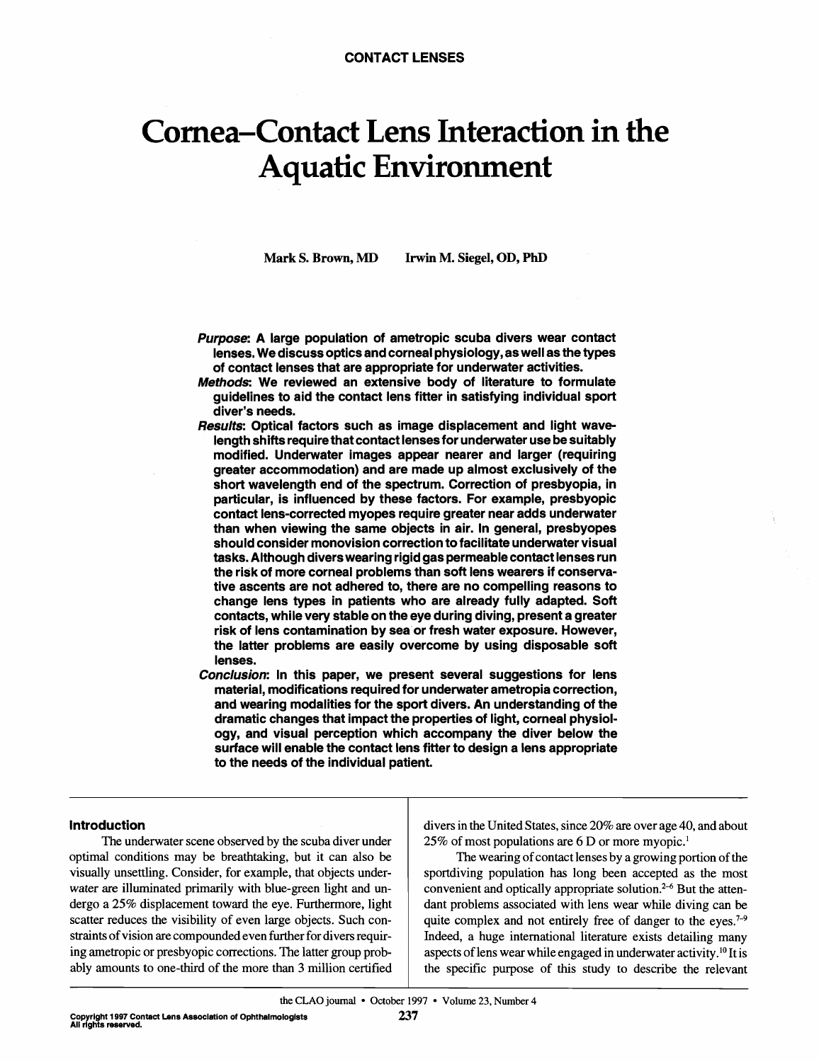CONTACT LENSES

# Cornea–Contact Lens Interaction in the Aquatic Environment

Mark S. Brown, MD Irwin M. Siegel, OD, PhD

***Purpose*: A large population of ametropic scuba divers wear contact lenses. We discuss optics and corneal physiology, as well as the types of contact lenses that are appropriate for underwater activities.**

***Methods*: We reviewed an extensive body of literature to formulate guidelines to aid the contact lens fitter in satisfying individual sport diver's needs.**

***Results*: Optical factors such as image displacement and light wavelength shifts require that contact lenses for underwater use be suitably modified. Underwater images appear nearer and larger (requiring greater accommodation) and are made up almost exclusively of the short wavelength end of the spectrum. Correction of presbyopia, in particular, is influenced by these factors. For example, presbyopic contact lens-corrected myopes require greater near adds underwater than when viewing the same objects in air. In general, presbyopes should consider monovision correction to facilitate underwater visual tasks. Although divers wearing rigid gas permeable contact lenses run the risk of more corneal problems than soft lens wearers if conservative ascents are not adhered to, there are no compelling reasons to change lens types in patients who are already fully adapted. Soft contacts, while very stable on the eye during diving, present a greater risk of lens contamination by sea or fresh water exposure. However, the latter problems are easily overcome by using disposable soft lenses.**

***Conclusion*: In this paper, we present several suggestions for lens material, modifications required for underwater ametropia correction, and wearing modalities for the sport divers. An understanding of the dramatic changes that impact the properties of light, corneal physiology, and visual perception which accompany the diver below the surface will enable the contact lens fitter to design a lens appropriate to the needs of the individual patient.**

## Introduction

The underwater scene observed by the scuba diver under optimal conditions may be breathtaking, but it can also be visually unsettling. Consider, for example, that objects underwater are illuminated primarily with blue-green light and undergo a 25% displacement toward the eye. Furthermore, light scatter reduces the visibility of even large objects. Such constraints of vision are compounded even further for divers requiring ametropic or presbyopic corrections. The latter group probably amounts to one-third of the more than 3 million certified divers in the United States, since 20% are over age 40, and about 25% of most populations are 6 D or more myopic.[1]

The wearing of contact lenses by a growing portion of the sportdiving population has long been accepted as the most convenient and optically appropriate solution.[2–6] But the attendant problems associated with lens wear while diving can be quite complex and not entirely free of danger to the eyes.[7–9] Indeed, a huge international literature exists detailing many aspects of lens wear while engaged in underwater activity.[10] It is the specific purpose of this study to describe the relevant

Copyright 1997 Contact Lens Association of Ophthalmologists
All rights reserved.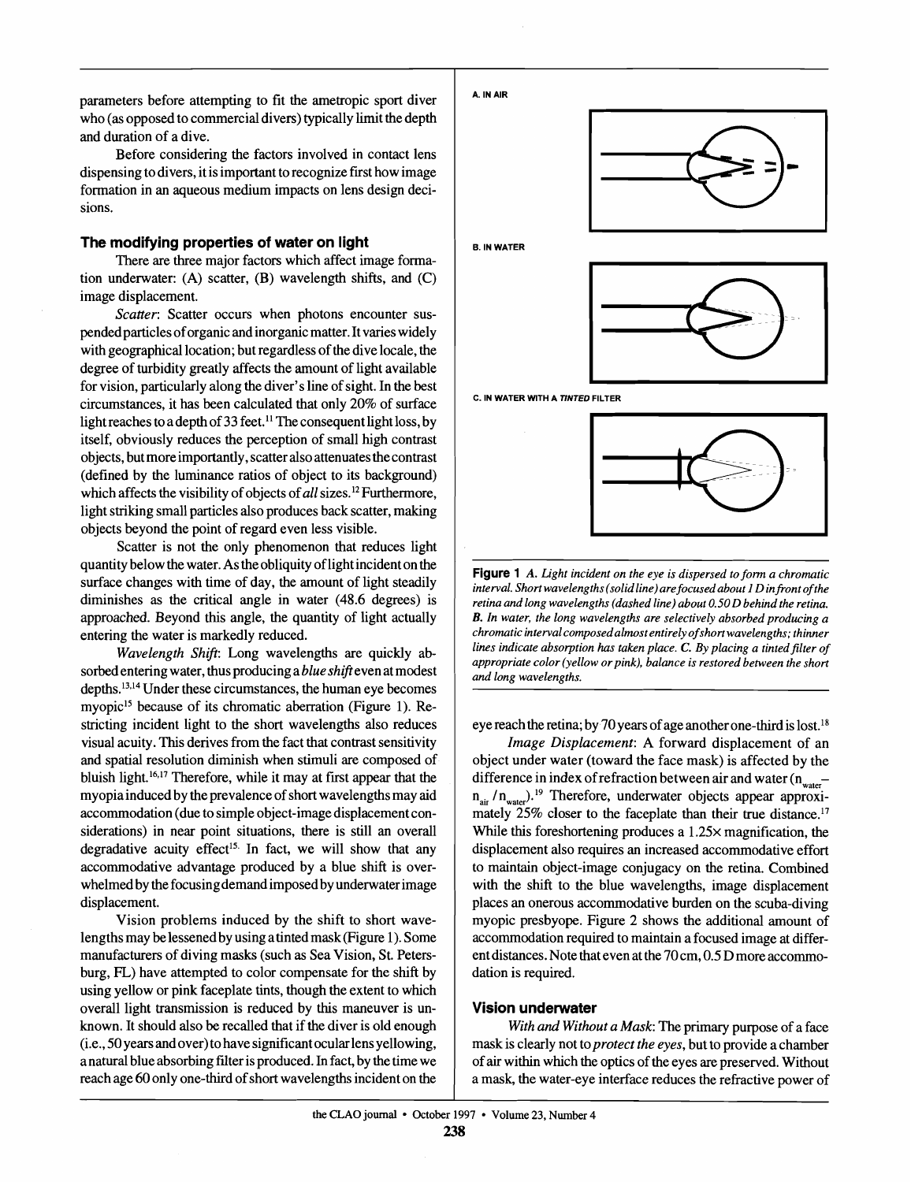parameters before attempting to fit the ametropic sport diver who (as opposed to commercial divers) typically limit the depth and duration of a dive.

Before considering the factors involved in contact lens dispensing to divers, it is important to recognize first how image formation in an aqueous medium impacts on lens design decisions.

### The modifying properties of water on light

There are three major factors which affect image formation underwater: (A) scatter, (B) wavelength shifts, and (C) image displacement.

*Scatter*: Scatter occurs when photons encounter suspended particles of organic and inorganic matter. It varies widely with geographical location; but regardless of the dive locale, the degree of turbidity greatly affects the amount of light available for vision, particularly along the diver's line of sight. In the best circumstances, it has been calculated that only 20% of surface light reaches to a depth of 33 feet.[11] The consequent light loss, by itself, obviously reduces the perception of small high contrast objects, but more importantly, scatter also attenuates the contrast (defined by the luminance ratios of object to its background) which affects the visibility of objects of *all* sizes.[12] Furthermore, light striking small particles also produces back scatter, making objects beyond the point of regard even less visible.

Scatter is not the only phenomenon that reduces light quantity below the water. As the obliquity of light incident on the surface changes with time of day, the amount of light steadily diminishes as the critical angle in water (48.6 degrees) is approached. Beyond this angle, the quantity of light actually entering the water is markedly reduced.

*Wavelength Shift*: Long wavelengths are quickly absorbed entering water, thus producing a *blue shift* even at modest depths.[13,14] Under these circumstances, the human eye becomes myopic[15] because of its chromatic aberration (Figure 1). Restricting incident light to the short wavelengths also reduces visual acuity. This derives from the fact that contrast sensitivity and spatial resolution diminish when stimuli are composed of bluish light.[16,17] Therefore, while it may at first appear that the myopia induced by the prevalence of short wavelengths may aid accommodation (due to simple object-image displacement considerations) in near point situations, there is still an overall degradative acuity effect[15]. In fact, we will show that any accommodative advantage produced by a blue shift is overwhelmed by the focusing demand imposed by underwater image displacement.

Vision problems induced by the shift to short wavelengths may be lessened by using a tinted mask (Figure 1). Some manufacturers of diving masks (such as Sea Vision, St. Petersburg, FL) have attempted to color compensate for the shift by using yellow or pink faceplate tints, though the extent to which overall light transmission is reduced by this maneuver is unknown. It should also be recalled that if the diver is old enough (i.e., 50 years and over) to have significant ocular lens yellowing, a natural blue absorbing filter is produced. In fact, by the time we reach age 60 only one-third of short wavelengths incident on the eye reach the retina; by 70 years of age another one-third is lost.[18]

A. IN AIR

B. IN WATER

C. IN WATER WITH A *TINTED* FILTER

**Figure 1** *A. Light incident on the eye is dispersed to form a chromatic interval. Short wavelengths (solid line) are focused about 1 D in front of the retina and long wavelengths (dashed line) about 0.50 D behind the retina.* ***B.*** *In water, the long wavelengths are selectively absorbed producing a chromatic interval composed almost entirely of short wavelengths; thinner lines indicate absorption has taken place.* ***C.*** *By placing a tinted filter of appropriate color (yellow or pink), balance is restored between the short and long wavelengths.*

*Image Displacement*: A forward displacement of an object under water (toward the face mask) is affected by the difference in index of refraction between air and water ($n_{water} - n_{air} / n_{water}$).[19] Therefore, underwater objects appear approximately 25% closer to the faceplate than their true distance.[17] While this foreshortening produces a 1.25× magnification, the displacement also requires an increased accommodative effort to maintain object-image conjugacy on the retina. Combined with the shift to the blue wavelengths, image displacement places an onerous accommodative burden on the scuba-diving myopic presbyope. Figure 2 shows the additional amount of accommodation required to maintain a focused image at different distances. Note that even at the 70 cm, 0.5 D more accommodation is required.

### Vision underwater

*With and Without a Mask*: The primary purpose of a face mask is clearly not to *protect the eyes*, but to provide a chamber of air within which the optics of the eyes are preserved. Without a mask, the water-eye interface reduces the refractive power of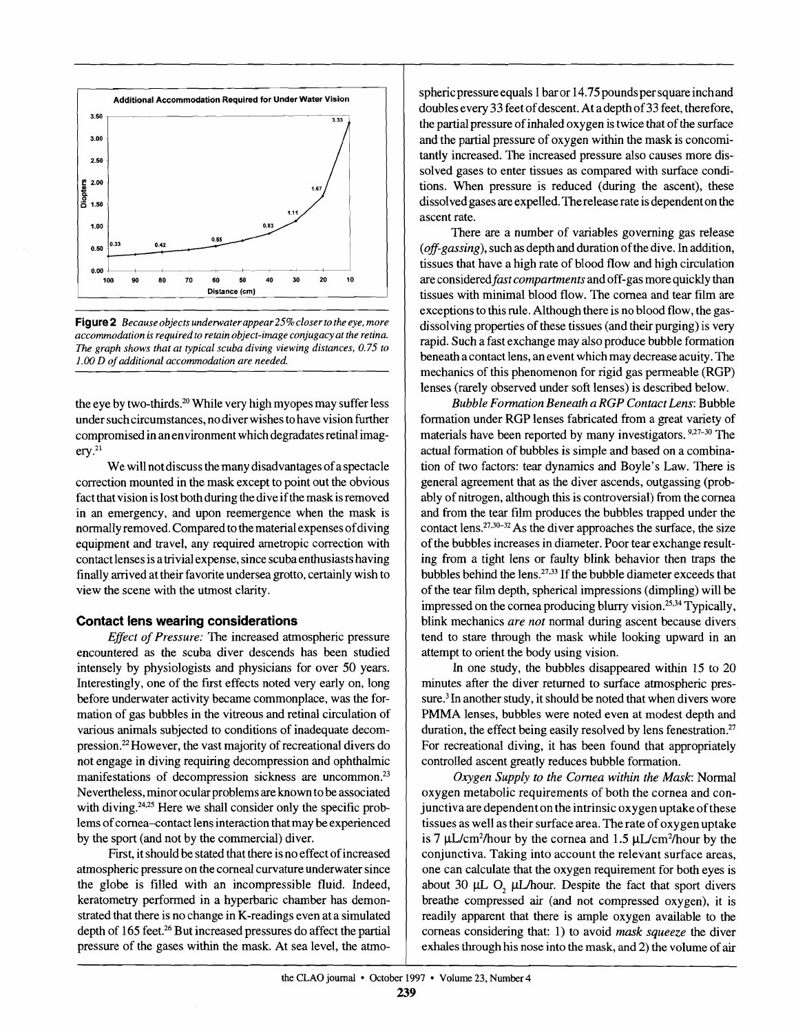**Figure 2** *Because objects underwater appear 25% closer to the eye, more accommodation is required to retain object-image conjugacy at the retina. The graph shows that at typical scuba diving viewing distances, 0.75 to 1.00 D of additional accommodation are needed.*

the eye by two-thirds.[20] While very high myopes may suffer less under such circumstances, no diver wishes to have vision further compromised in an environment which degrades retinal imagery.[21]

We will not discuss the many disadvantages of a spectacle correction mounted in the mask except to point out the obvious fact that vision is lost both during the dive if the mask is removed in an emergency, and upon reemergence when the mask is normally removed. Compared to the material expenses of diving equipment and travel, any required ametropic correction with contact lenses is a trivial expense, since scuba enthusiasts having finally arrived at their favorite undersea grotto, certainly wish to view the scene with the utmost clarity.

## Contact lens wearing considerations

*Effect of Pressure:* The increased atmospheric pressure encountered as the scuba diver descends has been studied intensely by physiologists and physicians for over 50 years. Interestingly, one of the first effects noted very early on, long before underwater activity became commonplace, was the formation of gas bubbles in the vitreous and retinal circulation of various animals subjected to conditions of inadequate decompression.[22] However, the vast majority of recreational divers do not engage in diving requiring decompression and ophthalmic manifestations of decompression sickness are uncommon.[23] Nevertheless, minor ocular problems are known to be associated with diving.[24,25] Here we shall consider only the specific problems of cornea–contact lens interaction that may be experienced by the sport (and not by the commercial) diver.

First, it should be stated that there is no effect of increased atmospheric pressure on the corneal curvature underwater since the globe is filled with an incompressible fluid. Indeed, keratometry performed in a hyperbaric chamber has demonstrated that there is no change in K-readings even at a simulated depth of 165 feet.[26] But increased pressures do affect the partial pressure of the gases within the mask. At sea level, the atmospheric pressure equals 1 bar or 14.75 pounds per square inch and doubles every 33 feet of descent. At a depth of 33 feet, therefore, the partial pressure of inhaled oxygen is twice that of the surface and the partial pressure of oxygen within the mask is concomitantly increased. The increased pressure also causes more dissolved gases to enter tissues as compared with surface conditions. When pressure is reduced (during the ascent), these dissolved gases are expelled. The release rate is dependent on the ascent rate.

There are a number of variables governing gas release (*off-gassing*), such as depth and duration of the dive. In addition, tissues that have a high rate of blood flow and high circulation are considered *fast compartments* and off-gas more quickly than tissues with minimal blood flow. The cornea and tear film are exceptions to this rule. Although there is no blood flow, the gas-dissolving properties of these tissues (and their purging) is very rapid. Such a fast exchange may also produce bubble formation beneath a contact lens, an event which may decrease acuity. The mechanics of this phenomenon for rigid gas permeable (RGP) lenses (rarely observed under soft lenses) is described below.

*Bubble Formation Beneath a RGP Contact Lens*: Bubble formation under RGP lenses fabricated from a great variety of materials have been reported by many investigators.[9,27-30] The actual formation of bubbles is simple and based on a combination of two factors: tear dynamics and Boyle's Law. There is general agreement that as the diver ascends, outgassing (probably of nitrogen, although this is controversial) from the cornea and from the tear film produces the bubbles trapped under the contact lens.[27,30-32] As the diver approaches the surface, the size of the bubbles increases in diameter. Poor tear exchange resulting from a tight lens or faulty blink behavior then traps the bubbles behind the lens.[27,33] If the bubble diameter exceeds that of the tear film depth, spherical impressions (dimpling) will be impressed on the cornea producing blurry vision.[25,34] Typically, blink mechanics *are not* normal during ascent because divers tend to stare through the mask while looking upward in an attempt to orient the body using vision.

In one study, the bubbles disappeared within 15 to 20 minutes after the diver returned to surface atmospheric pressure.[3] In another study, it should be noted that when divers wore PMMA lenses, bubbles were noted even at modest depth and duration, the effect being easily resolved by lens fenestration.[27] For recreational diving, it has been found that appropriately controlled ascent greatly reduces bubble formation.

*Oxygen Supply to the Cornea within the Mask*: Normal oxygen metabolic requirements of both the cornea and conjunctiva are dependent on the intrinsic oxygen uptake of these tissues as well as their surface area. The rate of oxygen uptake is 7 μL/cm²/hour by the cornea and 1.5 μL/cm²/hour by the conjunctiva. Taking into account the relevant surface areas, one can calculate that the oxygen requirement for both eyes is about 30 μL $O_2$ μL/hour. Despite the fact that sport divers breathe compressed air (and not compressed oxygen), it is readily apparent that there is ample oxygen available to the corneas considering that: 1) to avoid *mask squeeze* the diver exhales through his nose into the mask, and 2) the volume of air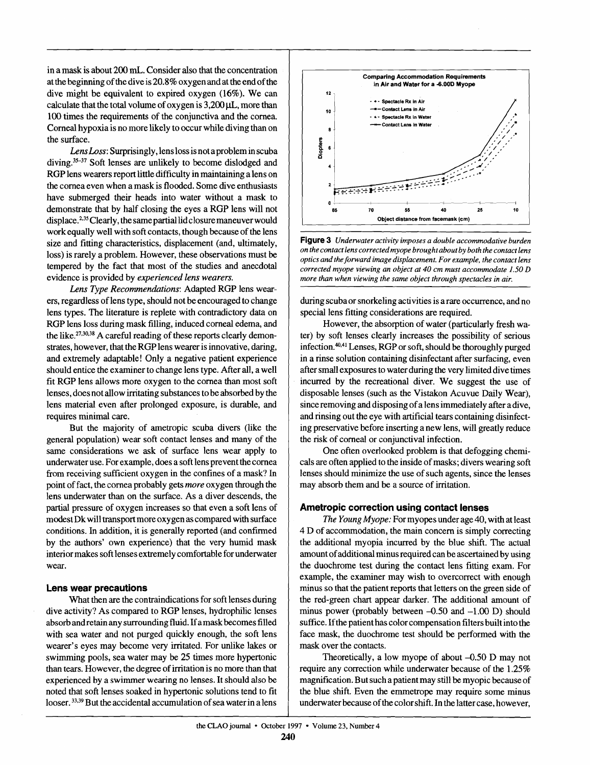in a mask is about 200 mL. Consider also that the concentration at the beginning of the dive is 20.8% oxygen and at the end of the dive might be equivalent to expired oxygen (16%). We can calculate that the total volume of oxygen is 3,200 μL, more than 100 times the requirements of the conjunctiva and the cornea. Corneal hypoxia is no more likely to occur while diving than on the surface.

*Lens Loss*: Surprisingly, lens loss is not a problem in scuba diving.[35–37] Soft lenses are unlikely to become dislodged and RGP lens wearers report little difficulty in maintaining a lens on the cornea even when a mask is flooded. Some dive enthusiasts have submerged their heads into water without a mask to demonstrate that by half closing the eyes a RGP lens will not displace.[2,35] Clearly, the same partial lid closure maneuver would work equally well with soft contacts, though because of the lens size and fitting characteristics, displacement (and, ultimately, loss) is rarely a problem. However, these observations must be tempered by the fact that most of the studies and anecdotal evidence is provided by *experienced lens wearers*.

*Lens Type Recommendations*: Adapted RGP lens wearers, regardless of lens type, should not be encouraged to change lens types. The literature is replete with contradictory data on RGP lens loss during mask filling, induced corneal edema, and the like.[27,30,38] A careful reading of these reports clearly demonstrates, however, that the RGP lens wearer is innovative, daring, and extremely adaptable! Only a negative patient experience should entice the examiner to change lens type. After all, a well fit RGP lens allows more oxygen to the cornea than most soft lenses, does not allow irritating substances to be absorbed by the lens material even after prolonged exposure, is durable, and requires minimal care.

But the majority of ametropic scuba divers (like the general population) wear soft contact lenses and many of the same considerations we ask of surface lens wear apply to underwater use. For example, does a soft lens prevent the cornea from receiving sufficient oxygen in the confines of a mask? In point of fact, the cornea probably gets *more* oxygen through the lens underwater than on the surface. As a diver descends, the partial pressure of oxygen increases so that even a soft lens of modest Dk will transport more oxygen as compared with surface conditions. In addition, it is generally reported (and confirmed by the authors' own experience) that the very humid mask interior makes soft lenses extremely comfortable for underwater wear.

### Lens wear precautions

What then are the contraindications for soft lenses during dive activity? As compared to RGP lenses, hydrophilic lenses absorb and retain any surrounding fluid. If a mask becomes filled with sea water and not purged quickly enough, the soft lens wearer's eyes may become very irritated. For unlike lakes or swimming pools, sea water may be 25 times more hypertonic than tears. However, the degree of irritation is no more than that experienced by a swimmer wearing no lenses. It should also be noted that soft lenses soaked in hypertonic solutions tend to fit looser.[33,39] But the accidental accumulation of sea water in a lens during scuba or snorkeling activities is a rare occurrence, and no special lens fitting considerations are required.

**Figure 3** *Underwater activity imposes a double accommodative burden on the contact lens corrected myope brought about by both the contact lens optics and the forward image displacement. For example, the contact lens corrected myope viewing an object at 40 cm must accommodate 1.50 D more than when viewing the same object through spectacles in air.*

However, the absorption of water (particularly fresh water) by soft lenses clearly increases the possibility of serious infection.[40,41] Lenses, RGP or soft, should be thoroughly purged in a rinse solution containing disinfectant after surfacing, even after small exposures to water during the very limited dive times incurred by the recreational diver. We suggest the use of disposable lenses (such as the Vistakon Acuvue Daily Wear), since removing and disposing of a lens immediately after a dive, and rinsing out the eye with artificial tears containing disinfecting preservative before inserting a new lens, will greatly reduce the risk of corneal or conjunctival infection.

One often overlooked problem is that defogging chemicals are often applied to the inside of masks; divers wearing soft lenses should minimize the use of such agents, since the lenses may absorb them and be a source of irritation.

### Ametropic correction using contact lenses

*The Young Myope:* For myopes under age 40, with at least 4 D of accommodation, the main concern is simply correcting the additional myopia incurred by the blue shift. The actual amount of additional minus required can be ascertained by using the duochrome test during the contact lens fitting exam. For example, the examiner may wish to overcorrect with enough minus so that the patient reports that letters on the green side of the red-green chart appear darker. The additional amount of minus power (probably between –0.50 and –1.00 D) should suffice. If the patient has color compensation filters built into the face mask, the duochrome test should be performed with the mask over the contacts.

Theoretically, a low myope of about –0.50 D may not require any correction while underwater because of the 1.25% magnification. But such a patient may still be myopic because of the blue shift. Even the emmetrope may require some minus underwater because of the color shift. In the latter case, however,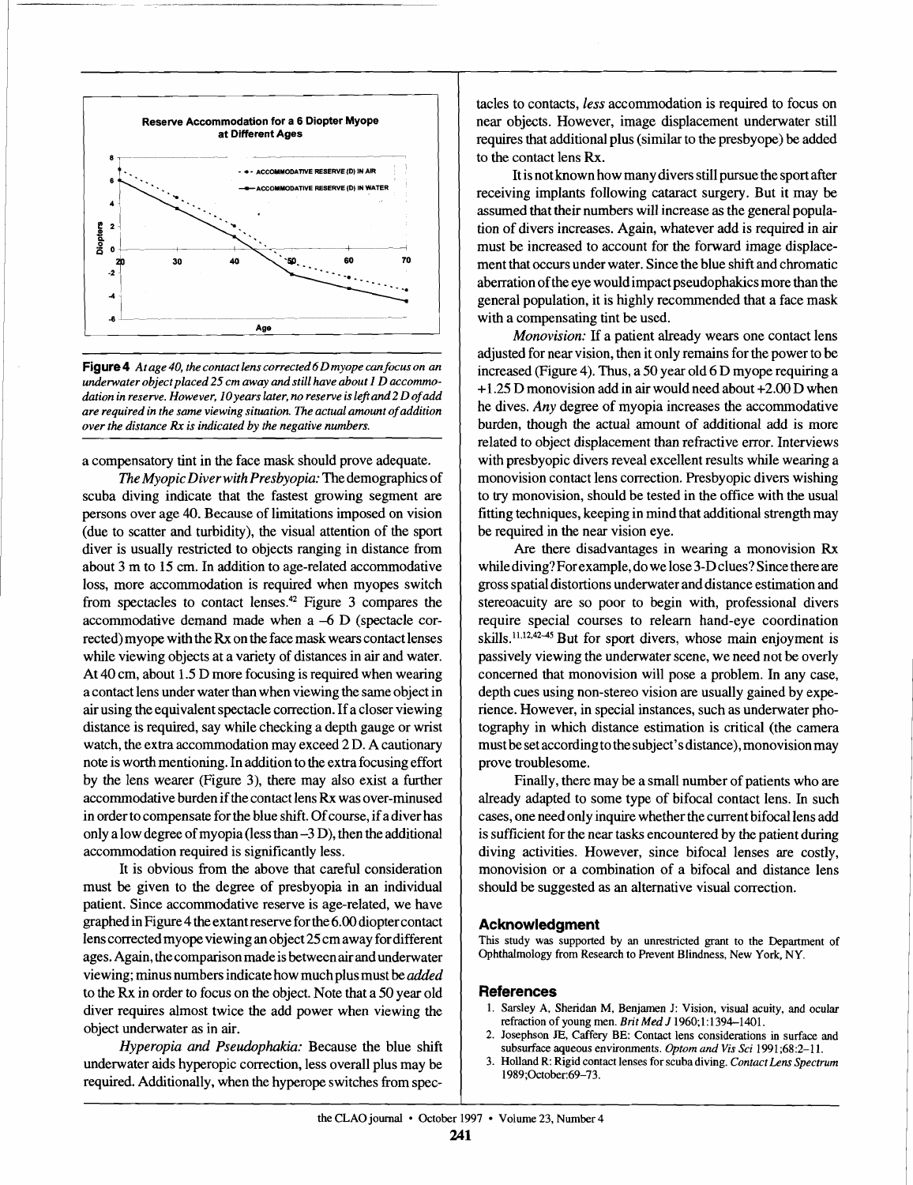**Figure 4** *At age 40, the contact lens corrected 6 D myope can focus on an underwater object placed 25 cm away and still have about 1 D accommodation in reserve. However, 10 years later, no reserve is left and 2 D of add are required in the same viewing situation. The actual amount of addition over the distance Rx is indicated by the negative numbers.*

a compensatory tint in the face mask should prove adequate.

*The Myopic Diver with Presbyopia:* The demographics of scuba diving indicate that the fastest growing segment are persons over age 40. Because of limitations imposed on vision (due to scatter and turbidity), the visual attention of the sport diver is usually restricted to objects ranging in distance from about 3 m to 15 cm. In addition to age-related accommodative loss, more accommodation is required when myopes switch from spectacles to contact lenses.[42] Figure 3 compares the accommodative demand made when a –6 D (spectacle corrected) myope with the Rx on the face mask wears contact lenses while viewing objects at a variety of distances in air and water. At 40 cm, about 1.5 D more focusing is required when wearing a contact lens under water than when viewing the same object in air using the equivalent spectacle correction. If a closer viewing distance is required, say while checking a depth gauge or wrist watch, the extra accommodation may exceed 2 D. A cautionary note is worth mentioning. In addition to the extra focusing effort by the lens wearer (Figure 3), there may also exist a further accommodative burden if the contact lens Rx was over-minused in order to compensate for the blue shift. Of course, if a diver has only a low degree of myopia (less than –3 D), then the additional accommodation required is significantly less.

It is obvious from the above that careful consideration must be given to the degree of presbyopia in an individual patient. Since accommodative reserve is age-related, we have graphed in Figure 4 the extant reserve for the 6.00 diopter contact lens corrected myope viewing an object 25 cm away for different ages. Again, the comparison made is between air and underwater viewing; minus numbers indicate how much plus must be *added* to the Rx in order to focus on the object. Note that a 50 year old diver requires almost twice the add power when viewing the object underwater as in air.

*Hyperopia and Pseudophakia:* Because the blue shift underwater aids hyperopic correction, less overall plus may be required. Additionally, when the hyperope switches from spectacles to contacts, *less* accommodation is required to focus on near objects. However, image displacement underwater still requires that additional plus (similar to the presbyope) be added to the contact lens Rx.

It is not known how many divers still pursue the sport after receiving implants following cataract surgery. But it may be assumed that their numbers will increase as the general population of divers increases. Again, whatever add is required in air must be increased to account for the forward image displacement that occurs under water. Since the blue shift and chromatic aberration of the eye would impact pseudophakics more than the general population, it is highly recommended that a face mask with a compensating tint be used.

*Monovision:* If a patient already wears one contact lens adjusted for near vision, then it only remains for the power to be increased (Figure 4). Thus, a 50 year old 6 D myope requiring a +1.25 D monovision add in air would need about +2.00 D when he dives. *Any* degree of myopia increases the accommodative burden, though the actual amount of additional add is more related to object displacement than refractive error. Interviews with presbyopic divers reveal excellent results while wearing a monovision contact lens correction. Presbyopic divers wishing to try monovision, should be tested in the office with the usual fitting techniques, keeping in mind that additional strength may be required in the near vision eye.

Are there disadvantages in wearing a monovision Rx while diving? For example, do we lose 3-D clues? Since there are gross spatial distortions underwater and distance estimation and stereoacuity are so poor to begin with, professional divers require special courses to relearn hand-eye coordination skills.[11,12,42–45] But for sport divers, whose main enjoyment is passively viewing the underwater scene, we need not be overly concerned that monovision will pose a problem. In any case, depth cues using non-stereo vision are usually gained by experience. However, in special instances, such as underwater photography in which distance estimation is critical (the camera must be set according to the subject's distance), monovision may prove troublesome.

Finally, there may be a small number of patients who are already adapted to some type of bifocal contact lens. In such cases, one need only inquire whether the current bifocal lens add is sufficient for the near tasks encountered by the patient during diving activities. However, since bifocal lenses are costly, monovision or a combination of a bifocal and distance lens should be suggested as an alternative visual correction.

## Acknowledgment

This study was supported by an unrestricted grant to the Department of Ophthalmology from Research to Prevent Blindness, New York, NY.

## References

1. Sarsley A, Sheridan M, Benjamen J: Vision, visual acuity, and ocular refraction of young men. *Brit Med J* 1960;1:1394–1401.
2. Josephson JE, Caffery BE: Contact lens considerations in surface and subsurface aqueous environments. *Optom and Vis Sci* 1991;68:2–11.
3. Holland R: Rigid contact lenses for scuba diving. *Contact Lens Spectrum* 1989;October:69–73.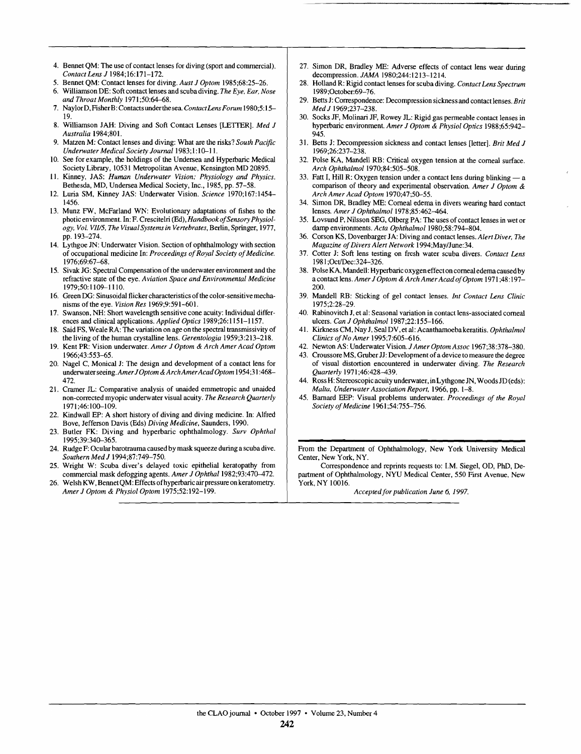4. Bennet QM: The use of contact lenses for diving (sport and commercial). *Contact Lens J* 1984;16:171–172.
5. Bennet QM: Contact lenses for diving. *Aust J Optom* 1985;68:25–26.
6. Williamson DE: Soft contact lenses and scuba diving. *The Eye, Ear, Nose and Throat Monthly* 1971;50:64–68.
7. Naylor D, Fisher B: Contacts under the sea. *Contact Lens Forum* 1980;5:15–19.
8. Williamson JAH: Diving and Soft Contact Lenses [LETTER]. *Med J Australia* 1984;801.
9. Matzen M: Contact lenses and diving: What are the risks? *South Pacific Underwater Medical Society Journal* 1983;1:10–11.
10. See for example, the holdings of the Undersea and Hyperbaric Medical Society Library, 10531 Metropolitan Avenue, Kensington MD 20895.
11. Kinney, JAS: *Human Underwater Vision: Physiology and Physics.* Bethesda, MD, Undersea Medical Society, Inc., 1985, pp. 57–58.
12. Luria SM, Kinney JAS: Underwater Vision. *Science* 1970;167:1454–1456.
13. Munz FW, McFarland WN: Evolutionary adaptations of fishes to the photic environment. In: F. Crescitelri (Ed), *Handbook of Sensory Physiology, Vol. VII/5, The Visual Systems in Vertebrates*, Berlin, Springer, 1977, pp. 193–274.
14. Lythgoe JN: Underwater Vision. Section of ophthalmology with section of occupational medicine In: *Proceedings of Royal Society of Medicine.* 1976;69:67–68.
15. Sivak JG: Spectral Compensation of the underwater environment and the refractive state of the eye. *Aviation Space and Environmental Medicine* 1979;50:1109–1110.
16. Green DG: Sinusoidal flicker characteristics of the color-sensitive mechanisms of the eye. *Vision Res* 1969;9:591–601.
17. Swanson, NH: Short wavelength sensitive cone acuity: Individual differences and clinical applications. *Applied Optics* 1989;26:1151–1157.
18. Said FS, Weale RA: The variation on age on the spectral transmissivity of the living of the human crystalline lens. *Gerentologia* 1959;3:213–218.
19. Kent PR: Vision underwater. *Amer J Optom & Arch Amer Acad Optom* 1966;43:553–65.
20. Nagel C, Monical J: The design and development of a contact lens for underwater seeing. *Amer J Optom & Arch Amer Acad Optom* 1954;31:468–472.
21. Cramer JL: Comparative analysis of unaided emmetropic and unaided non-corrected myopic underwater visual acuity. *The Research Quarterly* 1971;46:100–109.
22. Kindwall EP: A short history of diving and diving medicine. In: Alfred Bove, Jefferson Davis (Eds) *Diving Medicine*, Saunders, 1990.
23. Butler FK: Diving and hyperbaric ophthalmology. *Surv Ophthal* 1995;39:340–365.
24. Rudge F: Ocular barotrauma caused by mask squeeze during a scuba dive. *Southern Med J* 1994;87:749–750.
25. Wright W: Scuba diver's delayed toxic epithelial keratopathy from commercial mask defogging agents. *Amer J Ophthal* 1982;93:470–472.
26. Welsh KW, Bennet QM: Effects of hyperbaric air pressure on keratometry. *Amer J Optom & Physiol Optom* 1975;52:192–199.
27. Simon DR, Bradley ME: Adverse effects of contact lens wear during decompression. *JAMA* 1980;244:1213–1214.
28. Holland R: Rigid contact lenses for scuba diving. *Contact Lens Spectrum* 1989;October:69–76.
29. Betts J: Correspondence: Decompression sickness and contact lenses. *Brit Med J* 1969;237–238.
30. Socks JF, Molinari JF, Rowey JL: Rigid gas permeable contact lenses in hyperbaric environment. *Amer J Optom & Physiol Optics* 1988;65:942–945.
31. Betts J: Decompression sickness and contact lenses [letter]. *Brit Med J* 1969;26:237–238.
32. Polse KA, Mandell RB: Critical oxygen tension at the corneal surface. *Arch Ophthalmol* 1970;84:505–508.
33. Fatt I, Hill R: Oxygen tension under a contact lens during blinking — a comparison of theory and experimental observation. *Amer J Optom & Arch Amer Acad Optom* 1970;47;50–55.
34. Simon DR, Bradley ME: Corneal edema in divers wearing hard contact lenses. *Amer J Ophthalmol* 1978;85:462–464.
35. Lovsund P, Nilsson SEG, Olberg PA: The uses of contact lenses in wet or damp environments. *Acta Ophthalmol* 1980;58:794–804.
36. Corson KS, Dovenbarger JA: Diving and contact lenses. *Alert Diver, The Magazine of Divers Alert Network* 1994;May/June:34.
37. Cotter J: Soft lens testing on fresh water scuba divers. *Contact Lens* 1981;Oct/Dec:324–326.
38. Polse KA, Mandell: Hyperbaric oxygen effect on corneal edema caused by a contact lens. *Amer J Optom & Arch Amer Acad of Optom* 1971;48:197–200.
39. Mandell RB: Sticking of gel contact lenses. *Int Contact Lens Clinic* 1975;2:28–29.
40. Rabinovitch J, et al: Seasonal variation in contact lens-associated corneal ulcers. *Can J Ophthalmol* 1987;22:155–166.
41. Kirkness CM, Nay J, Seal DV, et al: Acanthamoeba keratitis. *Ophthalmol Clinics of No Amer* 1995;7:605–616.
42. Newton AS: Underwater Vision. *J Amer Optom Assoc* 1967;38:378–380.
43. Croussore MS, Gruber JJ: Development of a device to measure the degree of visual distortion encountered in underwater diving. *The Research Quarterly* 1971;46:428–439.
44. Ross H: Stereoscopic acuity underwater, in Lythgone JN, Woods JD (eds): *Malta, Underwater Association Report,* 1966, pp. 1–8.
45. Barnard EEP: Visual problems underwater. *Proceedings of the Royal Society of Medicine* 1961;54:755–756.

---

From the Department of Ophthalmology, New York University Medical Center, New York, NY.

Correspondence and reprints requests to: I.M. Siegel, OD, PhD, Department of Ophthalmology, NYU Medical Center, 550 First Avenue, New York, NY 10016.

*Accepted for publication June 6, 1997.*